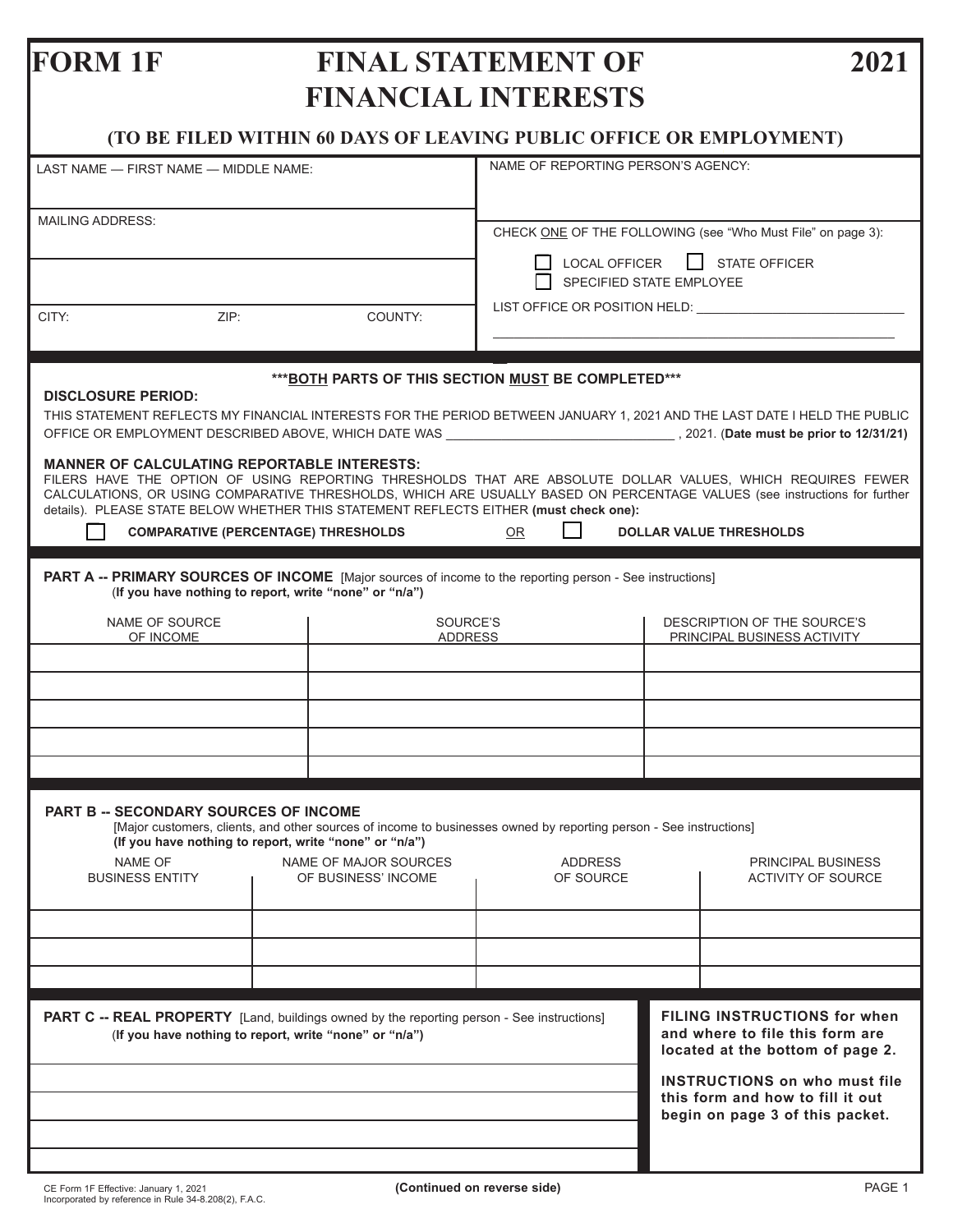# FORM 1F — FINAL STATEMENT OF FINANCIAL INTERESTS — 2021

## (TO BE FILED WITHIN 60 DAYS OF LEAVING PUBLIC OFFICE OR EMPLOYMENT)

| LAST NAME — FIRST NAME — MIDDLE NAME: | NAME OF REPORTING PERSON'S AGENCY: |
|---|---|
| MAILING ADDRESS: | CHECK ONE OF THE FOLLOWING (see "Who Must File" on page 3): ☐ LOCAL OFFICER ☐ STATE OFFICER ☐ SPECIFIED STATE EMPLOYEE |
| CITY: ZIP: COUNTY: | LIST OFFICE OR POSITION HELD: ______________________________ |

***BOTH PARTS OF THIS SECTION MUST BE COMPLETED***

**DISCLOSURE PERIOD:**

THIS STATEMENT REFLECTS MY FINANCIAL INTERESTS FOR THE PERIOD BETWEEN JANUARY 1, 2021 AND THE LAST DATE I HELD THE PUBLIC OFFICE OR EMPLOYMENT DESCRIBED ABOVE, WHICH DATE WAS ______________________________ , 2021. (**Date must be prior to 12/31/21**)

**MANNER OF CALCULATING REPORTABLE INTERESTS:**

FILERS HAVE THE OPTION OF USING REPORTING THRESHOLDS THAT ARE ABSOLUTE DOLLAR VALUES, WHICH REQUIRES FEWER CALCULATIONS, OR USING COMPARATIVE THRESHOLDS, WHICH ARE USUALLY BASED ON PERCENTAGE VALUES (see instructions for further details). PLEASE STATE BELOW WHETHER THIS STATEMENT REFLECTS EITHER **(must check one):**

☐ **COMPARATIVE (PERCENTAGE) THRESHOLDS** OR ☐ **DOLLAR VALUE THRESHOLDS**

**PART A -- PRIMARY SOURCES OF INCOME** [Major sources of income to the reporting person - See instructions]
(**If you have nothing to report, write "none" or "n/a"**)

| NAME OF SOURCE OF INCOME | SOURCE'S ADDRESS | DESCRIPTION OF THE SOURCE'S PRINCIPAL BUSINESS ACTIVITY |
|---|---|---|
| | | |
| | | |
| | | |
| | | |
| | | |

**PART B -- SECONDARY SOURCES OF INCOME**
[Major customers, clients, and other sources of income to businesses owned by reporting person - See instructions]
**(If you have nothing to report, write "none" or "n/a")**

| NAME OF BUSINESS ENTITY | NAME OF MAJOR SOURCES OF BUSINESS' INCOME | ADDRESS OF SOURCE | PRINCIPAL BUSINESS ACTIVITY OF SOURCE |
|---|---|---|---|
| | | | |
| | | | |
| | | | |

**PART C -- REAL PROPERTY** [Land, buildings owned by the reporting person - See instructions]
(**If you have nothing to report, write "none" or "n/a"**)

| |
|---|
| |
| |
| |
| |

**FILING INSTRUCTIONS for when and where to file this form are located at the bottom of page 2.**

**INSTRUCTIONS on who must file this form and how to fill it out begin on page 3 of this packet.**

CE Form 1F Effective: January 1, 2021
Incorporated by reference in Rule 34-8.208(2), F.A.C.

**(Continued on reverse side)**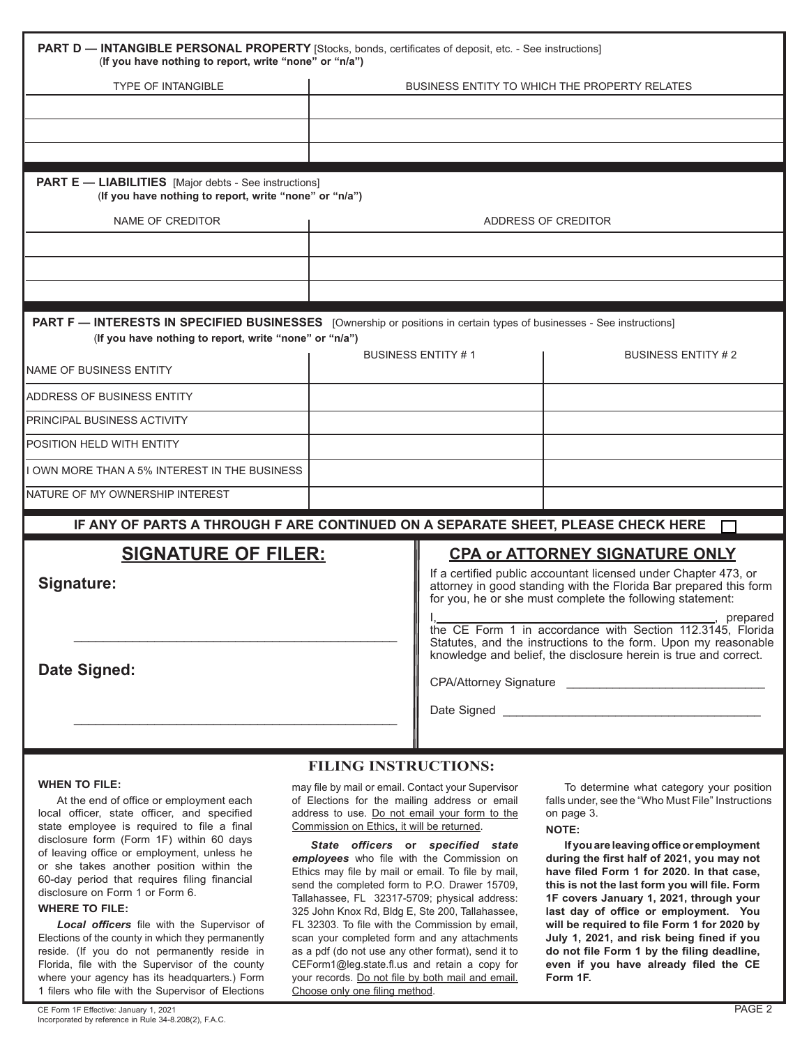**PART D — INTANGIBLE PERSONAL PROPERTY** [Stocks, bonds, certificates of deposit, etc. - See instructions]
(**If you have nothing to report, write "none" or "n/a"**)

| TYPE OF INTANGIBLE | BUSINESS ENTITY TO WHICH THE PROPERTY RELATES |
|---|---|
| | |
| | |
| | |

**PART E — LIABILITIES** [Major debts - See instructions]
(**If you have nothing to report, write "none" or "n/a"**)

| NAME OF CREDITOR | ADDRESS OF CREDITOR |
|---|---|
| | |
| | |
| | |

**PART F — INTERESTS IN SPECIFIED BUSINESSES** [Ownership or positions in certain types of businesses - See instructions]
(**If you have nothing to report, write "none" or "n/a"**)

| | BUSINESS ENTITY # 1 | BUSINESS ENTITY # 2 |
|---|---|---|
| NAME OF BUSINESS ENTITY | | |
| ADDRESS OF BUSINESS ENTITY | | |
| PRINCIPAL BUSINESS ACTIVITY | | |
| POSITION HELD WITH ENTITY | | |
| I OWN MORE THAN A 5% INTEREST IN THE BUSINESS | | |
| NATURE OF MY OWNERSHIP INTEREST | | |

**IF ANY OF PARTS A THROUGH F ARE CONTINUED ON A SEPARATE SHEET, PLEASE CHECK HERE** ☐

## SIGNATURE OF FILER:

**Signature:**

\_\_\_\_\_\_\_\_\_\_\_\_\_\_\_\_\_\_\_\_\_\_\_\_\_\_\_\_\_\_\_\_\_\_\_\_\_\_\_\_

**Date Signed:**

\_\_\_\_\_\_\_\_\_\_\_\_\_\_\_\_\_\_\_\_\_\_\_\_\_\_\_\_\_\_\_\_\_\_\_\_\_\_\_\_

## CPA or ATTORNEY SIGNATURE ONLY

If a certified public accountant licensed under Chapter 473, or attorney in good standing with the Florida Bar prepared this form for you, he or she must complete the following statement:

I, \_\_\_\_\_\_\_\_\_\_\_\_\_\_\_\_\_\_\_\_\_\_\_\_\_\_\_\_\_\_\_\_, prepared the CE Form 1 in accordance with Section 112.3145, Florida Statutes, and the instructions to the form. Upon my reasonable knowledge and belief, the disclosure herein is true and correct.

CPA/Attorney Signature \_\_\_\_\_\_\_\_\_\_\_\_\_\_\_\_\_\_\_\_\_\_\_\_\_\_\_\_

Date Signed \_\_\_\_\_\_\_\_\_\_\_\_\_\_\_\_\_\_\_\_\_\_\_\_\_\_\_\_\_\_\_\_\_\_\_\_

## FILING INSTRUCTIONS:

**WHEN TO FILE:**

At the end of office or employment each local officer, state officer, and specified state employee is required to file a final disclosure form (Form 1F) within 60 days of leaving office or employment, unless he or she takes another position within the 60-day period that requires filing financial disclosure on Form 1 or Form 6.

**WHERE TO FILE:**

***Local officers*** file with the Supervisor of Elections of the county in which they permanently reside. (If you do not permanently reside in Florida, file with the Supervisor of the county where your agency has its headquarters.) Form 1 filers who file with the Supervisor of Elections may file by mail or email. Contact your Supervisor of Elections for the mailing address or email address to use. Do not email your form to the Commission on Ethics, it will be returned.

***State officers*** **or** ***specified state employees*** who file with the Commission on Ethics may file by mail or email. To file by mail, send the completed form to P.O. Drawer 15709, Tallahassee, FL 32317-5709; physical address: 325 John Knox Rd, Bldg E, Ste 200, Tallahassee, FL 32303. To file with the Commission by email, scan your completed form and any attachments as a pdf (do not use any other format), send it to CEForm1@leg.state.fl.us and retain a copy for your records. Do not file by both mail and email. Choose only one filing method.

To determine what category your position falls under, see the "Who Must File" Instructions on page 3.

**NOTE:**

**If you are leaving office or employment during the first half of 2021, you may not have filed Form 1 for 2020. In that case, this is not the last form you will file. Form 1F covers January 1, 2021, through your last day of office or employment. You will be required to file Form 1 for 2020 by July 1, 2021, and risk being fined if you do not file Form 1 by the filing deadline, even if you have already filed the CE Form 1F.**

CE Form 1F Effective: January 1, 2021
Incorporated by reference in Rule 34-8.208(2), F.A.C.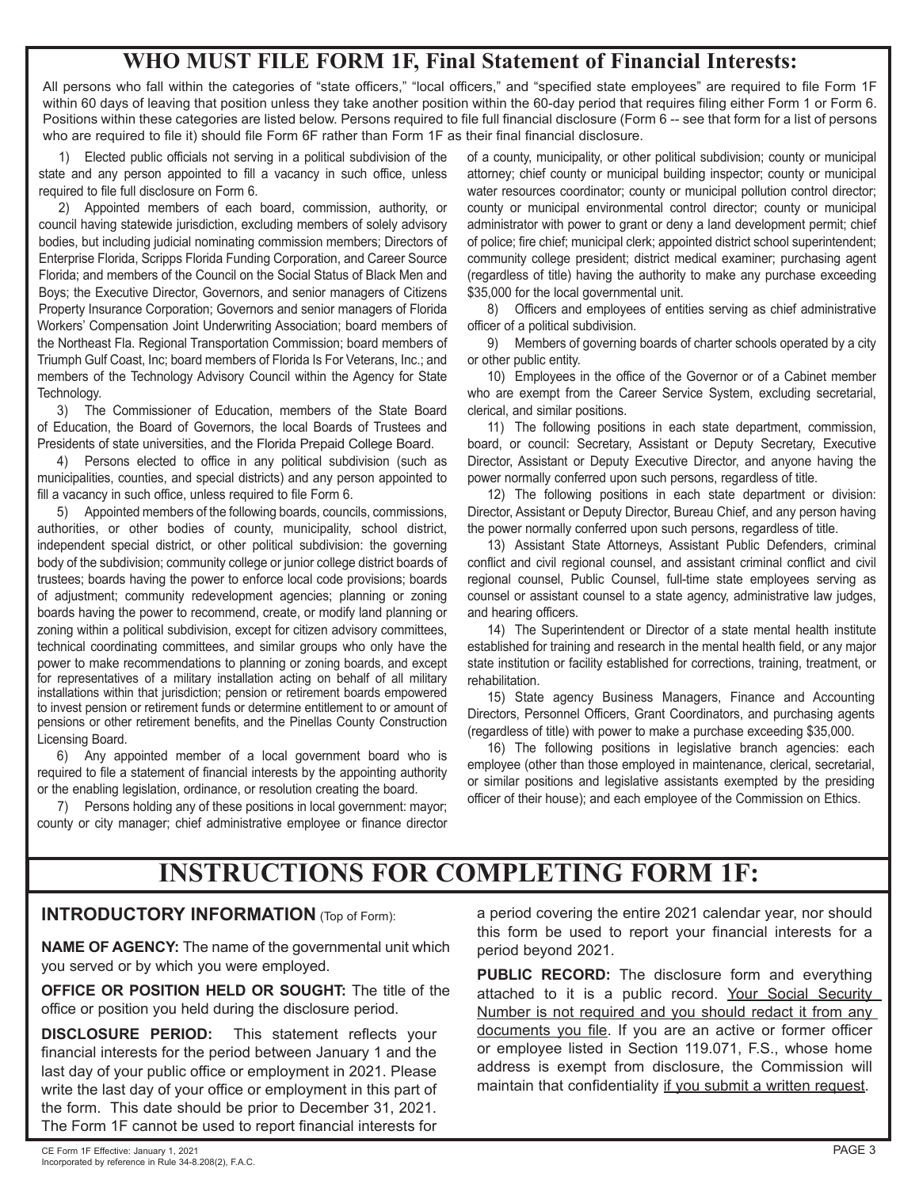## WHO MUST FILE FORM 1F, Final Statement of Financial Interests:

All persons who fall within the categories of "state officers," "local officers," and "specified state employees" are required to file Form 1F within 60 days of leaving that position unless they take another position within the 60-day period that requires filing either Form 1 or Form 6. Positions within these categories are listed below. Persons required to file full financial disclosure (Form 6 -- see that form for a list of persons who are required to file it) should file Form 6F rather than Form 1F as their final financial disclosure.

1) Elected public officials not serving in a political subdivision of the state and any person appointed to fill a vacancy in such office, unless required to file full disclosure on Form 6.

2) Appointed members of each board, commission, authority, or council having statewide jurisdiction, excluding members of solely advisory bodies, but including judicial nominating commission members; Directors of Enterprise Florida, Scripps Florida Funding Corporation, and Career Source Florida; and members of the Council on the Social Status of Black Men and Boys; the Executive Director, Governors, and senior managers of Citizens Property Insurance Corporation; Governors and senior managers of Florida Workers' Compensation Joint Underwriting Association; board members of the Northeast Fla. Regional Transportation Commission; board members of Triumph Gulf Coast, Inc; board members of Florida Is For Veterans, Inc.; and members of the Technology Advisory Council within the Agency for State Technology.

3) The Commissioner of Education, members of the State Board of Education, the Board of Governors, the local Boards of Trustees and Presidents of state universities, and the Florida Prepaid College Board.

4) Persons elected to office in any political subdivision (such as municipalities, counties, and special districts) and any person appointed to fill a vacancy in such office, unless required to file Form 6.

5) Appointed members of the following boards, councils, commissions, authorities, or other bodies of county, municipality, school district, independent special district, or other political subdivision: the governing body of the subdivision; community college or junior college district boards of trustees; boards having the power to enforce local code provisions; boards of adjustment; community redevelopment agencies; planning or zoning boards having the power to recommend, create, or modify land planning or zoning within a political subdivision, except for citizen advisory committees, technical coordinating committees, and similar groups who only have the power to make recommendations to planning or zoning boards, and except for representatives of a military installation acting on behalf of all military installations within that jurisdiction; pension or retirement boards empowered to invest pension or retirement funds or determine entitlement to or amount of pensions or other retirement benefits, and the Pinellas County Construction Licensing Board.

6) Any appointed member of a local government board who is required to file a statement of financial interests by the appointing authority or the enabling legislation, ordinance, or resolution creating the board.

7) Persons holding any of these positions in local government: mayor; county or city manager; chief administrative employee or finance director of a county, municipality, or other political subdivision; county or municipal attorney; chief county or municipal building inspector; county or municipal water resources coordinator; county or municipal pollution control director; county or municipal environmental control director; county or municipal administrator with power to grant or deny a land development permit; chief of police; fire chief; municipal clerk; appointed district school superintendent; community college president; district medical examiner; purchasing agent (regardless of title) having the authority to make any purchase exceeding $35,000 for the local governmental unit.

8) Officers and employees of entities serving as chief administrative officer of a political subdivision.

9) Members of governing boards of charter schools operated by a city or other public entity.

10) Employees in the office of the Governor or of a Cabinet member who are exempt from the Career Service System, excluding secretarial, clerical, and similar positions.

11) The following positions in each state department, commission, board, or council: Secretary, Assistant or Deputy Secretary, Executive Director, Assistant or Deputy Executive Director, and anyone having the power normally conferred upon such persons, regardless of title.

12) The following positions in each state department or division: Director, Assistant or Deputy Director, Bureau Chief, and any person having the power normally conferred upon such persons, regardless of title.

13) Assistant State Attorneys, Assistant Public Defenders, criminal conflict and civil regional counsel, and assistant criminal conflict and civil regional counsel, Public Counsel, full-time state employees serving as counsel or assistant counsel to a state agency, administrative law judges, and hearing officers.

14) The Superintendent or Director of a state mental health institute established for training and research in the mental health field, or any major state institution or facility established for corrections, training, treatment, or rehabilitation.

15) State agency Business Managers, Finance and Accounting Directors, Personnel Officers, Grant Coordinators, and purchasing agents (regardless of title) with power to make a purchase exceeding $35,000.

16) The following positions in legislative branch agencies: each employee (other than those employed in maintenance, clerical, secretarial, or similar positions and legislative assistants exempted by the presiding officer of their house); and each employee of the Commission on Ethics.

# INSTRUCTIONS FOR COMPLETING FORM 1F:

### INTRODUCTORY INFORMATION (Top of Form):

**NAME OF AGENCY:** The name of the governmental unit which you served or by which you were employed.

**OFFICE OR POSITION HELD OR SOUGHT:** The title of the office or position you held during the disclosure period.

**DISCLOSURE PERIOD:** This statement reflects your financial interests for the period between January 1 and the last day of your public office or employment in 2021. Please write the last day of your office or employment in this part of the form. This date should be prior to December 31, 2021. The Form 1F cannot be used to report financial interests for a period covering the entire 2021 calendar year, nor should this form be used to report your financial interests for a period beyond 2021.

**PUBLIC RECORD:** The disclosure form and everything attached to it is a public record. Your Social Security Number is not required and you should redact it from any documents you file. If you are an active or former officer or employee listed in Section 119.071, F.S., whose home address is exempt from disclosure, the Commission will maintain that confidentiality if you submit a written request.

CE Form 1F Effective: January 1, 2021
Incorporated by reference in Rule 34-8.208(2), F.A.C.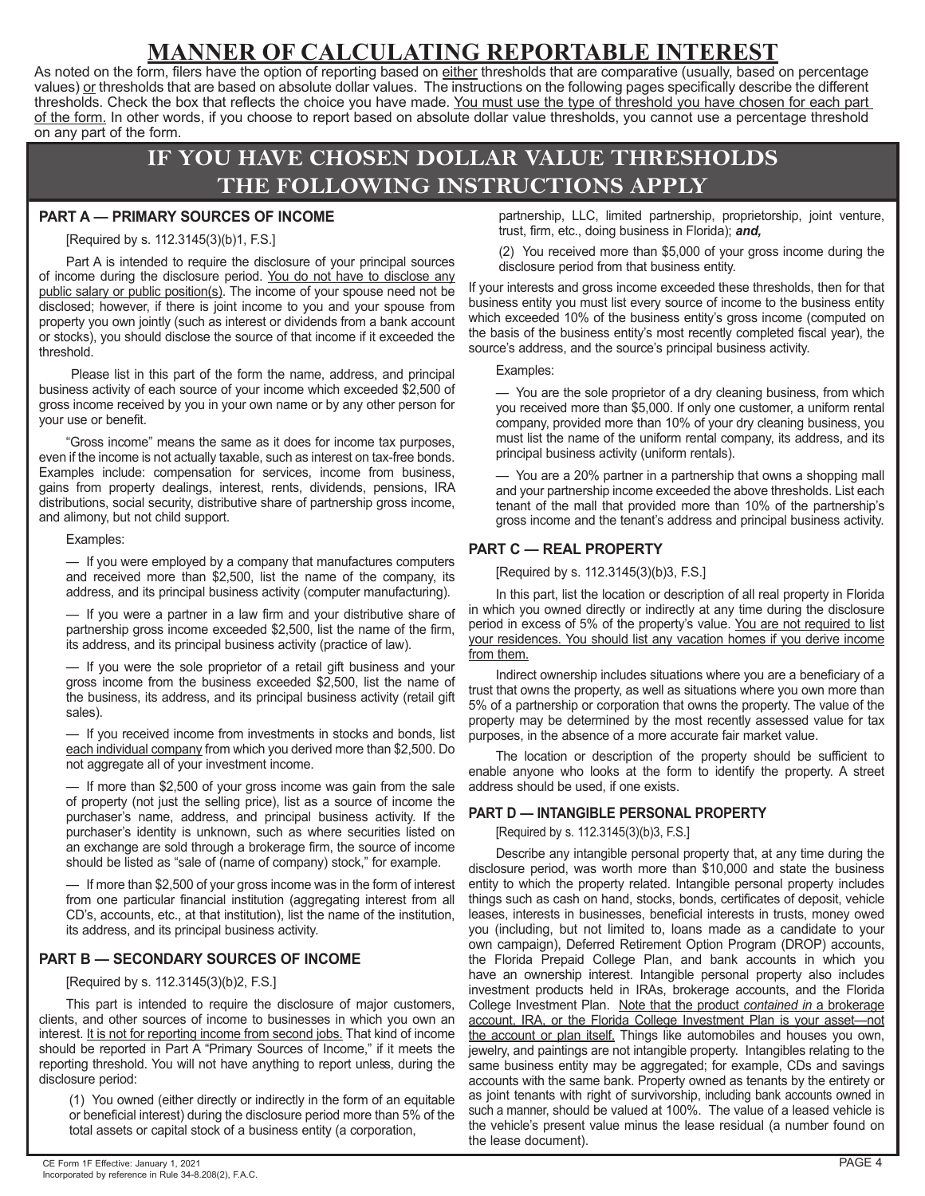# MANNER OF CALCULATING REPORTABLE INTEREST

As noted on the form, filers have the option of reporting based on either thresholds that are comparative (usually, based on percentage values) or thresholds that are based on absolute dollar values. The instructions on the following pages specifically describe the different thresholds. Check the box that reflects the choice you have made. You must use the type of threshold you have chosen for each part of the form. In other words, if you choose to report based on absolute dollar value thresholds, you cannot use a percentage threshold on any part of the form.

## IF YOU HAVE CHOSEN DOLLAR VALUE THRESHOLDS THE FOLLOWING INSTRUCTIONS APPLY

### PART A — PRIMARY SOURCES OF INCOME

[Required by s. 112.3145(3)(b)1, F.S.]

Part A is intended to require the disclosure of your principal sources of income during the disclosure period. You do not have to disclose any public salary or public position(s). The income of your spouse need not be disclosed; however, if there is joint income to you and your spouse from property you own jointly (such as interest or dividends from a bank account or stocks), you should disclose the source of that income if it exceeded the threshold.

Please list in this part of the form the name, address, and principal business activity of each source of your income which exceeded $2,500 of gross income received by you in your own name or by any other person for your use or benefit.

"Gross income" means the same as it does for income tax purposes, even if the income is not actually taxable, such as interest on tax-free bonds. Examples include: compensation for services, income from business, gains from property dealings, interest, rents, dividends, pensions, IRA distributions, social security, distributive share of partnership gross income, and alimony, but not child support.

Examples:

— If you were employed by a company that manufactures computers and received more than $2,500, list the name of the company, its address, and its principal business activity (computer manufacturing).

— If you were a partner in a law firm and your distributive share of partnership gross income exceeded $2,500, list the name of the firm, its address, and its principal business activity (practice of law).

— If you were the sole proprietor of a retail gift business and your gross income from the business exceeded $2,500, list the name of the business, its address, and its principal business activity (retail gift sales).

— If you received income from investments in stocks and bonds, list each individual company from which you derived more than $2,500. Do not aggregate all of your investment income.

— If more than $2,500 of your gross income was gain from the sale of property (not just the selling price), list as a source of income the purchaser's name, address, and principal business activity. If the purchaser's identity is unknown, such as where securities listed on an exchange are sold through a brokerage firm, the source of income should be listed as "sale of (name of company) stock," for example.

— If more than $2,500 of your gross income was in the form of interest from one particular financial institution (aggregating interest from all CD's, accounts, etc., at that institution), list the name of the institution, its address, and its principal business activity.

### PART B — SECONDARY SOURCES OF INCOME

[Required by s. 112.3145(3)(b)2, F.S.]

This part is intended to require the disclosure of major customers, clients, and other sources of income to businesses in which you own an interest. It is not for reporting income from second jobs. That kind of income should be reported in Part A "Primary Sources of Income," if it meets the reporting threshold. You will not have anything to report unless, during the disclosure period:

(1) You owned (either directly or indirectly in the form of an equitable or beneficial interest) during the disclosure period more than 5% of the total assets or capital stock of a business entity (a corporation, partnership, LLC, limited partnership, proprietorship, joint venture, trust, firm, etc., doing business in Florida); ***and,***

(2) You received more than $5,000 of your gross income during the disclosure period from that business entity.

If your interests and gross income exceeded these thresholds, then for that business entity you must list every source of income to the business entity which exceeded 10% of the business entity's gross income (computed on the basis of the business entity's most recently completed fiscal year), the source's address, and the source's principal business activity.

Examples:

— You are the sole proprietor of a dry cleaning business, from which you received more than $5,000. If only one customer, a uniform rental company, provided more than 10% of your dry cleaning business, you must list the name of the uniform rental company, its address, and its principal business activity (uniform rentals).

— You are a 20% partner in a partnership that owns a shopping mall and your partnership income exceeded the above thresholds. List each tenant of the mall that provided more than 10% of the partnership's gross income and the tenant's address and principal business activity.

### PART C — REAL PROPERTY

[Required by s. 112.3145(3)(b)3, F.S.]

In this part, list the location or description of all real property in Florida in which you owned directly or indirectly at any time during the disclosure period in excess of 5% of the property's value. You are not required to list your residences. You should list any vacation homes if you derive income from them.

Indirect ownership includes situations where you are a beneficiary of a trust that owns the property, as well as situations where you own more than 5% of a partnership or corporation that owns the property. The value of the property may be determined by the most recently assessed value for tax purposes, in the absence of a more accurate fair market value.

The location or description of the property should be sufficient to enable anyone who looks at the form to identify the property. A street address should be used, if one exists.

### PART D — INTANGIBLE PERSONAL PROPERTY

[Required by s. 112.3145(3)(b)3, F.S.]

Describe any intangible personal property that, at any time during the disclosure period, was worth more than $10,000 and state the business entity to which the property related. Intangible personal property includes things such as cash on hand, stocks, bonds, certificates of deposit, vehicle leases, interests in businesses, beneficial interests in trusts, money owed you (including, but not limited to, loans made as a candidate to your own campaign), Deferred Retirement Option Program (DROP) accounts, the Florida Prepaid College Plan, and bank accounts in which you have an ownership interest. Intangible personal property also includes investment products held in IRAs, brokerage accounts, and the Florida College Investment Plan. Note that the product *contained in* a brokerage account, IRA, or the Florida College Investment Plan is your asset—not the account or plan itself. Things like automobiles and houses you own, jewelry, and paintings are not intangible property. Intangibles relating to the same business entity may be aggregated; for example, CDs and savings accounts with the same bank. Property owned as tenants by the entirety or as joint tenants with right of survivorship, including bank accounts owned in such a manner, should be valued at 100%. The value of a leased vehicle is the vehicle's present value minus the lease residual (a number found on the lease document).

CE Form 1F Effective: January 1, 2021
Incorporated by reference in Rule 34-8.208(2), F.A.C.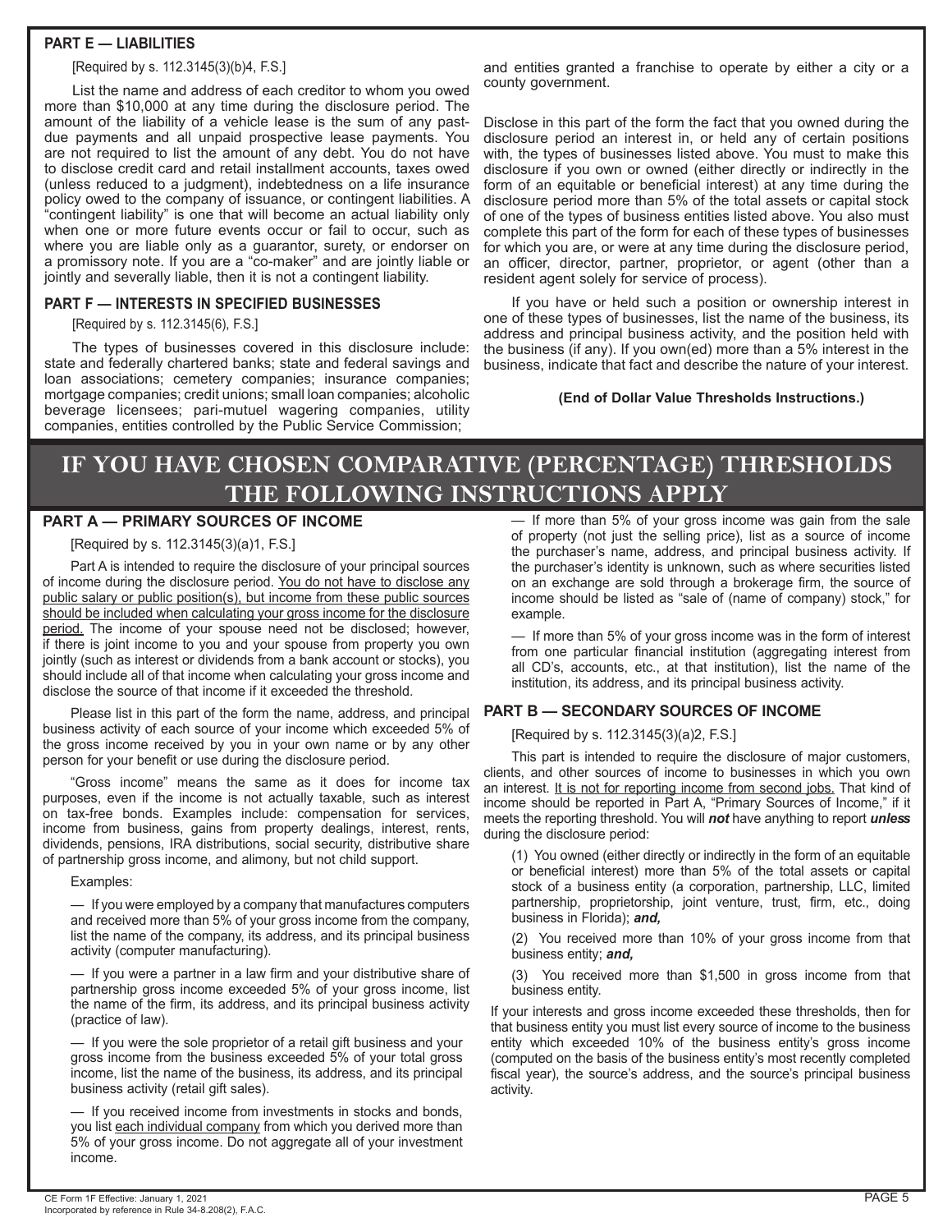### PART E — LIABILITIES

[Required by s. 112.3145(3)(b)4, F.S.]

List the name and address of each creditor to whom you owed more than $10,000 at any time during the disclosure period. The amount of the liability of a vehicle lease is the sum of any past-due payments and all unpaid prospective lease payments. You are not required to list the amount of any debt. You do not have to disclose credit card and retail installment accounts, taxes owed (unless reduced to a judgment), indebtedness on a life insurance policy owed to the company of issuance, or contingent liabilities. A "contingent liability" is one that will become an actual liability only when one or more future events occur or fail to occur, such as where you are liable only as a guarantor, surety, or endorser on a promissory note. If you are a "co-maker" and are jointly liable or jointly and severally liable, then it is not a contingent liability.

### PART F — INTERESTS IN SPECIFIED BUSINESSES

[Required by s. 112.3145(6), F.S.]

The types of businesses covered in this disclosure include: state and federally chartered banks; state and federal savings and loan associations; cemetery companies; insurance companies; mortgage companies; credit unions; small loan companies; alcoholic beverage licensees; pari-mutuel wagering companies, utility companies, entities controlled by the Public Service Commission; and entities granted a franchise to operate by either a city or a county government.

Disclose in this part of the form the fact that you owned during the disclosure period an interest in, or held any of certain positions with, the types of businesses listed above. You must to make this disclosure if you own or owned (either directly or indirectly in the form of an equitable or beneficial interest) at any time during the disclosure period more than 5% of the total assets or capital stock of one of the types of business entities listed above. You also must complete this part of the form for each of these types of businesses for which you are, or were at any time during the disclosure period, an officer, director, partner, proprietor, or agent (other than a resident agent solely for service of process).

If you have or held such a position or ownership interest in one of these types of businesses, list the name of the business, its address and principal business activity, and the position held with the business (if any). If you own(ed) more than a 5% interest in the business, indicate that fact and describe the nature of your interest.

**(End of Dollar Value Thresholds Instructions.)**

## IF YOU HAVE CHOSEN COMPARATIVE (PERCENTAGE) THRESHOLDS THE FOLLOWING INSTRUCTIONS APPLY

### PART A — PRIMARY SOURCES OF INCOME

[Required by s. 112.3145(3)(a)1, F.S.]

Part A is intended to require the disclosure of your principal sources of income during the disclosure period. You do not have to disclose any public salary or public position(s), but income from these public sources should be included when calculating your gross income for the disclosure period. The income of your spouse need not be disclosed; however, if there is joint income to you and your spouse from property you own jointly (such as interest or dividends from a bank account or stocks), you should include all of that income when calculating your gross income and disclose the source of that income if it exceeded the threshold.

Please list in this part of the form the name, address, and principal business activity of each source of your income which exceeded 5% of the gross income received by you in your own name or by any other person for your benefit or use during the disclosure period.

"Gross income" means the same as it does for income tax purposes, even if the income is not actually taxable, such as interest on tax-free bonds. Examples include: compensation for services, income from business, gains from property dealings, interest, rents, dividends, pensions, IRA distributions, social security, distributive share of partnership gross income, and alimony, but not child support.

Examples:

— If you were employed by a company that manufactures computers and received more than 5% of your gross income from the company, list the name of the company, its address, and its principal business activity (computer manufacturing).

— If you were a partner in a law firm and your distributive share of partnership gross income exceeded 5% of your gross income, list the name of the firm, its address, and its principal business activity (practice of law).

— If you were the sole proprietor of a retail gift business and your gross income from the business exceeded 5% of your total gross income, list the name of the business, its address, and its principal business activity (retail gift sales).

— If you received income from investments in stocks and bonds, you list each individual company from which you derived more than 5% of your gross income. Do not aggregate all of your investment income.

— If more than 5% of your gross income was gain from the sale of property (not just the selling price), list as a source of income the purchaser's name, address, and principal business activity. If the purchaser's identity is unknown, such as where securities listed on an exchange are sold through a brokerage firm, the source of income should be listed as "sale of (name of company) stock," for example.

— If more than 5% of your gross income was in the form of interest from one particular financial institution (aggregating interest from all CD's, accounts, etc., at that institution), list the name of the institution, its address, and its principal business activity.

### PART B — SECONDARY SOURCES OF INCOME

[Required by s. 112.3145(3)(a)2, F.S.]

This part is intended to require the disclosure of major customers, clients, and other sources of income to businesses in which you own an interest. It is not for reporting income from second jobs. That kind of income should be reported in Part A, "Primary Sources of Income," if it meets the reporting threshold. You will ***not*** have anything to report ***unless*** during the disclosure period:

(1) You owned (either directly or indirectly in the form of an equitable or beneficial interest) more than 5% of the total assets or capital stock of a business entity (a corporation, partnership, LLC, limited partnership, proprietorship, joint venture, trust, firm, etc., doing business in Florida); ***and,***

(2) You received more than 10% of your gross income from that business entity; ***and,***

(3) You received more than $1,500 in gross income from that business entity.

If your interests and gross income exceeded these thresholds, then for that business entity you must list every source of income to the business entity which exceeded 10% of the business entity's gross income (computed on the basis of the business entity's most recently completed fiscal year), the source's address, and the source's principal business activity.

CE Form 1F Effective: January 1, 2021
Incorporated by reference in Rule 34-8.208(2), F.A.C.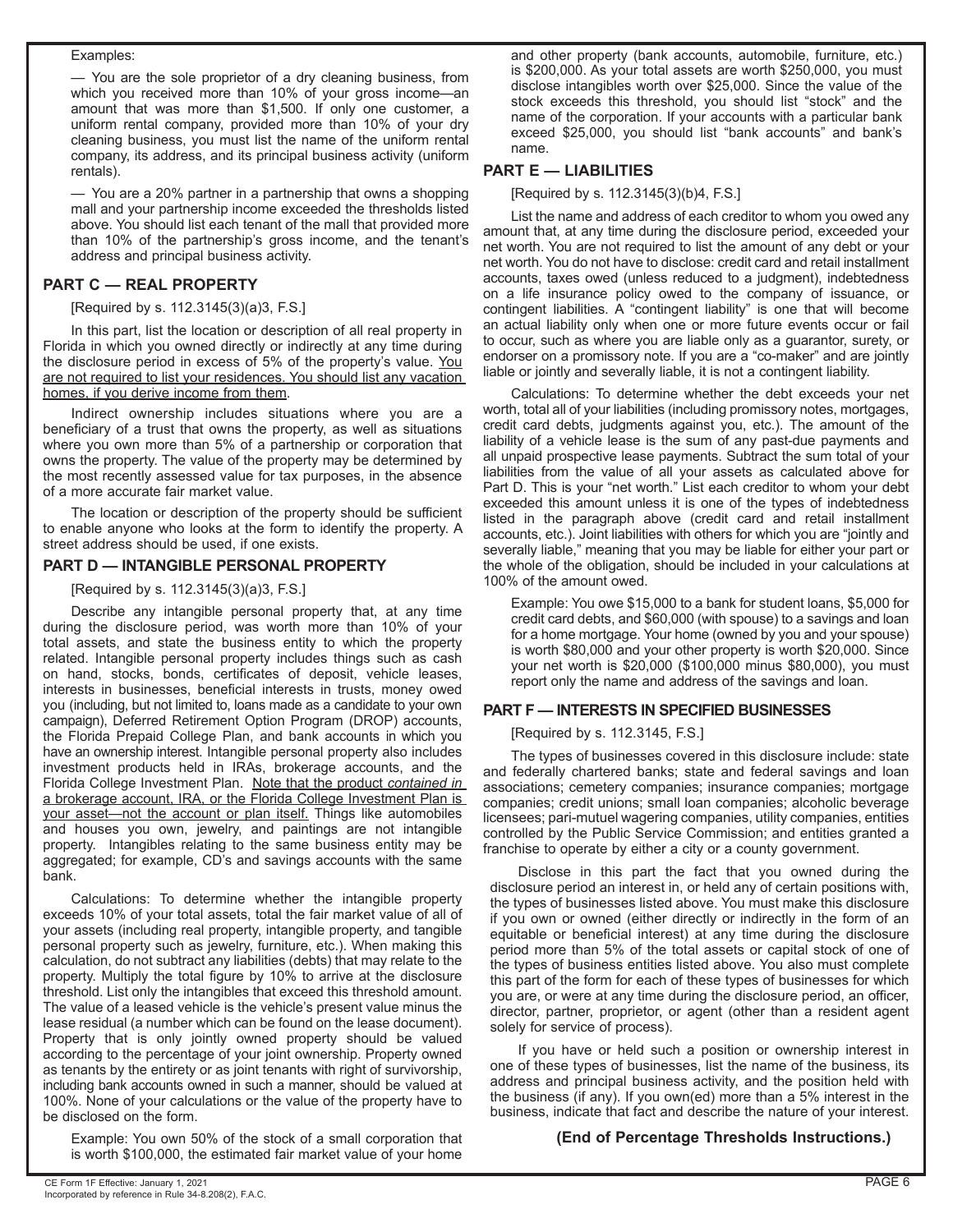Examples:

— You are the sole proprietor of a dry cleaning business, from which you received more than 10% of your gross income—an amount that was more than $1,500. If only one customer, a uniform rental company, provided more than 10% of your dry cleaning business, you must list the name of the uniform rental company, its address, and its principal business activity (uniform rentals).

— You are a 20% partner in a partnership that owns a shopping mall and your partnership income exceeded the thresholds listed above. You should list each tenant of the mall that provided more than 10% of the partnership's gross income, and the tenant's address and principal business activity.

## PART C — REAL PROPERTY

[Required by s. 112.3145(3)(a)3, F.S.]

In this part, list the location or description of all real property in Florida in which you owned directly or indirectly at any time during the disclosure period in excess of 5% of the property's value. You are not required to list your residences. You should list any vacation homes, if you derive income from them.

Indirect ownership includes situations where you are a beneficiary of a trust that owns the property, as well as situations where you own more than 5% of a partnership or corporation that owns the property. The value of the property may be determined by the most recently assessed value for tax purposes, in the absence of a more accurate fair market value.

The location or description of the property should be sufficient to enable anyone who looks at the form to identify the property. A street address should be used, if one exists.

## PART D — INTANGIBLE PERSONAL PROPERTY

[Required by s. 112.3145(3)(a)3, F.S.]

Describe any intangible personal property that, at any time during the disclosure period, was worth more than 10% of your total assets, and state the business entity to which the property related. Intangible personal property includes things such as cash on hand, stocks, bonds, certificates of deposit, vehicle leases, interests in businesses, beneficial interests in trusts, money owed you (including, but not limited to, loans made as a candidate to your own campaign), Deferred Retirement Option Program (DROP) accounts, the Florida Prepaid College Plan, and bank accounts in which you have an ownership interest. Intangible personal property also includes investment products held in IRAs, brokerage accounts, and the Florida College Investment Plan. Note that the product *contained in* a brokerage account, IRA, or the Florida College Investment Plan is your asset—not the account or plan itself. Things like automobiles and houses you own, jewelry, and paintings are not intangible property. Intangibles relating to the same business entity may be aggregated; for example, CD's and savings accounts with the same bank.

Calculations: To determine whether the intangible property exceeds 10% of your total assets, total the fair market value of all of your assets (including real property, intangible property, and tangible personal property such as jewelry, furniture, etc.). When making this calculation, do not subtract any liabilities (debts) that may relate to the property. Multiply the total figure by 10% to arrive at the disclosure threshold. List only the intangibles that exceed this threshold amount. The value of a leased vehicle is the vehicle's present value minus the lease residual (a number which can be found on the lease document). Property that is only jointly owned property should be valued according to the percentage of your joint ownership. Property owned as tenants by the entirety or as joint tenants with right of survivorship, including bank accounts owned in such a manner, should be valued at 100%. None of your calculations or the value of the property have to be disclosed on the form.

Example: You own 50% of the stock of a small corporation that is worth $100,000, the estimated fair market value of your home and other property (bank accounts, automobile, furniture, etc.) is $200,000. As your total assets are worth $250,000, you must disclose intangibles worth over $25,000. Since the value of the stock exceeds this threshold, you should list "stock" and the name of the corporation. If your accounts with a particular bank exceed $25,000, you should list "bank accounts" and bank's name.

## PART E — LIABILITIES

[Required by s. 112.3145(3)(b)4, F.S.]

List the name and address of each creditor to whom you owed any amount that, at any time during the disclosure period, exceeded your net worth. You are not required to list the amount of any debt or your net worth. You do not have to disclose: credit card and retail installment accounts, taxes owed (unless reduced to a judgment), indebtedness on a life insurance policy owed to the company of issuance, or contingent liabilities. A "contingent liability" is one that will become an actual liability only when one or more future events occur or fail to occur, such as where you are liable only as a guarantor, surety, or endorser on a promissory note. If you are a "co-maker" and are jointly liable or jointly and severally liable, it is not a contingent liability.

Calculations: To determine whether the debt exceeds your net worth, total all of your liabilities (including promissory notes, mortgages, credit card debts, judgments against you, etc.). The amount of the liability of a vehicle lease is the sum of any past-due payments and all unpaid prospective lease payments. Subtract the sum total of your liabilities from the value of all your assets as calculated above for Part D. This is your "net worth." List each creditor to whom your debt exceeded this amount unless it is one of the types of indebtedness listed in the paragraph above (credit card and retail installment accounts, etc.). Joint liabilities with others for which you are "jointly and severally liable," meaning that you may be liable for either your part or the whole of the obligation, should be included in your calculations at 100% of the amount owed.

Example: You owe $15,000 to a bank for student loans, $5,000 for credit card debts, and $60,000 (with spouse) to a savings and loan for a home mortgage. Your home (owned by you and your spouse) is worth $80,000 and your other property is worth $20,000. Since your net worth is $20,000 ($100,000 minus $80,000), you must report only the name and address of the savings and loan.

## PART F — INTERESTS IN SPECIFIED BUSINESSES

[Required by s. 112.3145, F.S.]

The types of businesses covered in this disclosure include: state and federally chartered banks; state and federal savings and loan associations; cemetery companies; insurance companies; mortgage companies; credit unions; small loan companies; alcoholic beverage licensees; pari-mutuel wagering companies, utility companies, entities controlled by the Public Service Commission; and entities granted a franchise to operate by either a city or a county government.

Disclose in this part the fact that you owned during the disclosure period an interest in, or held any of certain positions with, the types of businesses listed above. You must make this disclosure if you own or owned (either directly or indirectly in the form of an equitable or beneficial interest) at any time during the disclosure period more than 5% of the total assets or capital stock of one of the types of business entities listed above. You also must complete this part of the form for each of these types of businesses for which you are, or were at any time during the disclosure period, an officer, director, partner, proprietor, or agent (other than a resident agent solely for service of process).

If you have or held such a position or ownership interest in one of these types of businesses, list the name of the business, its address and principal business activity, and the position held with the business (if any). If you own(ed) more than a 5% interest in the business, indicate that fact and describe the nature of your interest.

**(End of Percentage Thresholds Instructions.)**

CE Form 1F Effective: January 1, 2021
Incorporated by reference in Rule 34-8.208(2), F.A.C.